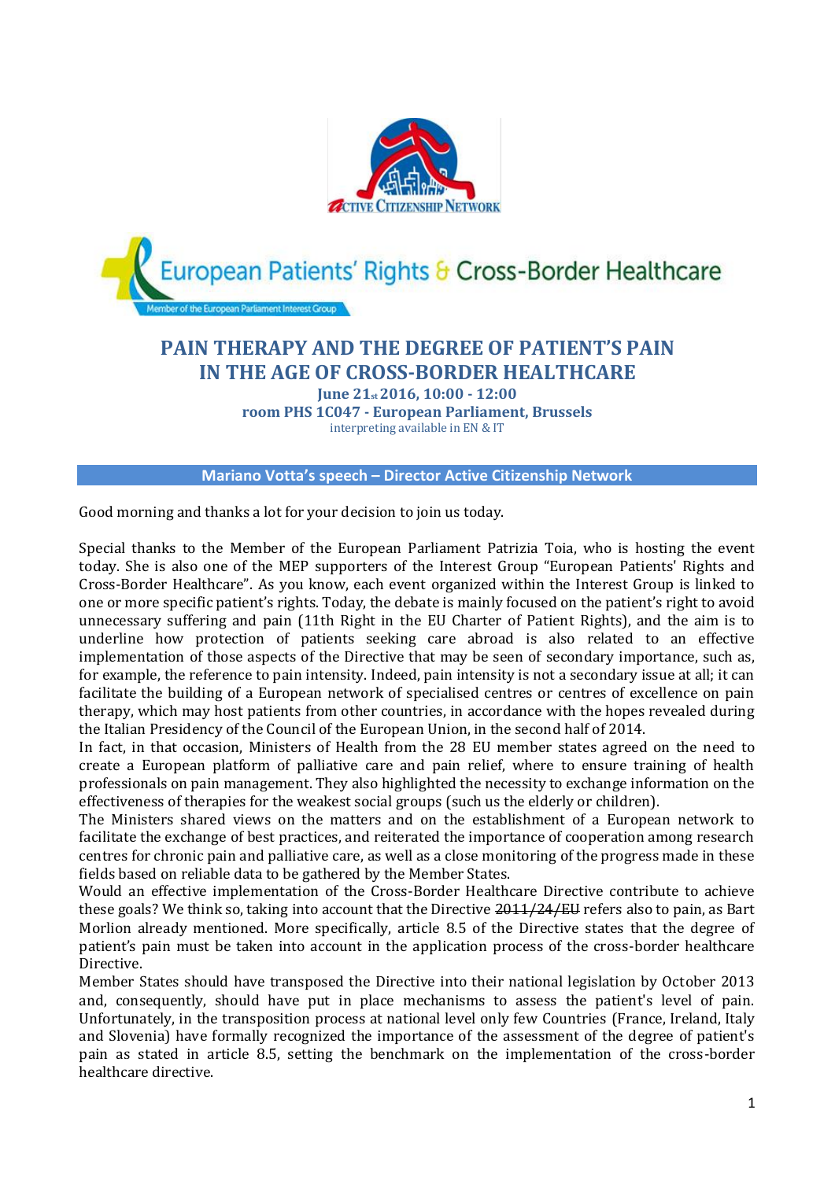ACTIVE CITIZENSHIP NETWORK

European Patients' Rights & Cross-Border Healthcare

Member of the European Parliament Interest Group

# PAIN THERAPY AND THE DEGREE OF PATIENT'S PAIN IN THE AGE OF CROSS-BORDER HEALTHCARE

**June 21st 2016, 10:00 - 12:00**

**room PHS 1C047 - European Parliament, Brussels**

interpreting available in EN & IT

## Mariano Votta's speech – Director Active Citizenship Network

Good morning and thanks a lot for your decision to join us today.

Special thanks to the Member of the European Parliament Patrizia Toia, who is hosting the event today. She is also one of the MEP supporters of the Interest Group "European Patients' Rights and Cross-Border Healthcare". As you know, each event organized within the Interest Group is linked to one or more specific patient's rights. Today, the debate is mainly focused on the patient's right to avoid unnecessary suffering and pain (11th Right in the EU Charter of Patient Rights), and the aim is to underline how protection of patients seeking care abroad is also related to an effective implementation of those aspects of the Directive that may be seen of secondary importance, such as, for example, the reference to pain intensity. Indeed, pain intensity is not a secondary issue at all; it can facilitate the building of a European network of specialised centres or centres of excellence on pain therapy, which may host patients from other countries, in accordance with the hopes revealed during the Italian Presidency of the Council of the European Union, in the second half of 2014.

In fact, in that occasion, Ministers of Health from the 28 EU member states agreed on the need to create a European platform of palliative care and pain relief, where to ensure training of health professionals on pain management. They also highlighted the necessity to exchange information on the effectiveness of therapies for the weakest social groups (such us the elderly or children).

The Ministers shared views on the matters and on the establishment of a European network to facilitate the exchange of best practices, and reiterated the importance of cooperation among research centres for chronic pain and palliative care, as well as a close monitoring of the progress made in these fields based on reliable data to be gathered by the Member States.

Would an effective implementation of the Cross-Border Healthcare Directive contribute to achieve these goals? We think so, taking into account that the Directive ~~2011/24/EU~~ refers also to pain, as Bart Morlion already mentioned. More specifically, article 8.5 of the Directive states that the degree of patient's pain must be taken into account in the application process of the cross-border healthcare Directive.

Member States should have transposed the Directive into their national legislation by October 2013 and, consequently, should have put in place mechanisms to assess the patient's level of pain. Unfortunately, in the transposition process at national level only few Countries (France, Ireland, Italy and Slovenia) have formally recognized the importance of the assessment of the degree of patient's pain as stated in article 8.5, setting the benchmark on the implementation of the cross-border healthcare directive.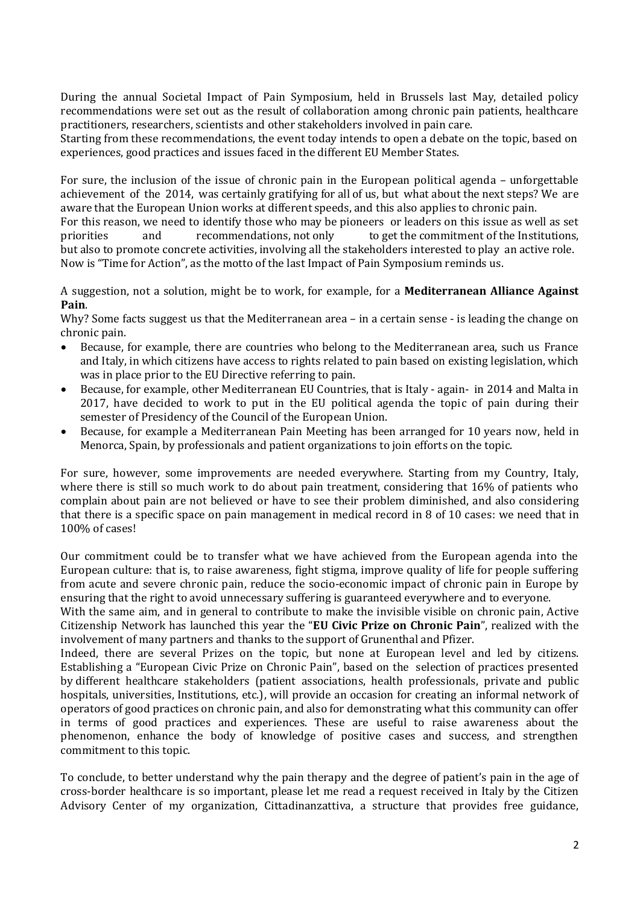During the annual Societal Impact of Pain Symposium, held in Brussels last May, detailed policy recommendations were set out as the result of collaboration among chronic pain patients, healthcare practitioners, researchers, scientists and other stakeholders involved in pain care.
Starting from these recommendations, the event today intends to open a debate on the topic, based on experiences, good practices and issues faced in the different EU Member States.

For sure, the inclusion of the issue of chronic pain in the European political agenda – unforgettable achievement of the 2014, was certainly gratifying for all of us, but what about the next steps? We are aware that the European Union works at different speeds, and this also applies to chronic pain.
For this reason, we need to identify those who may be pioneers or leaders on this issue as well as set priorities and recommendations, not only to get the commitment of the Institutions, but also to promote concrete activities, involving all the stakeholders interested to play an active role.
Now is "Time for Action", as the motto of the last Impact of Pain Symposium reminds us.

A suggestion, not a solution, might be to work, for example, for a **Mediterranean Alliance Against Pain**.
Why? Some facts suggest us that the Mediterranean area – in a certain sense - is leading the change on chronic pain.

- Because, for example, there are countries who belong to the Mediterranean area, such us France and Italy, in which citizens have access to rights related to pain based on existing legislation, which was in place prior to the EU Directive referring to pain.
- Because, for example, other Mediterranean EU Countries, that is Italy - again- in 2014 and Malta in 2017, have decided to work to put in the EU political agenda the topic of pain during their semester of Presidency of the Council of the European Union.
- Because, for example a Mediterranean Pain Meeting has been arranged for 10 years now, held in Menorca, Spain, by professionals and patient organizations to join efforts on the topic.

For sure, however, some improvements are needed everywhere. Starting from my Country, Italy, where there is still so much work to do about pain treatment, considering that 16% of patients who complain about pain are not believed or have to see their problem diminished, and also considering that there is a specific space on pain management in medical record in 8 of 10 cases: we need that in 100% of cases!

Our commitment could be to transfer what we have achieved from the European agenda into the European culture: that is, to raise awareness, fight stigma, improve quality of life for people suffering from acute and severe chronic pain, reduce the socio-economic impact of chronic pain in Europe by ensuring that the right to avoid unnecessary suffering is guaranteed everywhere and to everyone.
With the same aim, and in general to contribute to make the invisible visible on chronic pain, Active Citizenship Network has launched this year the "**EU Civic Prize on Chronic Pain**", realized with the involvement of many partners and thanks to the support of Grunenthal and Pfizer.
Indeed, there are several Prizes on the topic, but none at European level and led by citizens. Establishing a "European Civic Prize on Chronic Pain", based on the selection of practices presented by different healthcare stakeholders (patient associations, health professionals, private and public hospitals, universities, Institutions, etc.), will provide an occasion for creating an informal network of operators of good practices on chronic pain, and also for demonstrating what this community can offer in terms of good practices and experiences. These are useful to raise awareness about the phenomenon, enhance the body of knowledge of positive cases and success, and strengthen commitment to this topic.

To conclude, to better understand why the pain therapy and the degree of patient's pain in the age of cross-border healthcare is so important, please let me read a request received in Italy by the Citizen Advisory Center of my organization, Cittadinanzattiva, a structure that provides free guidance,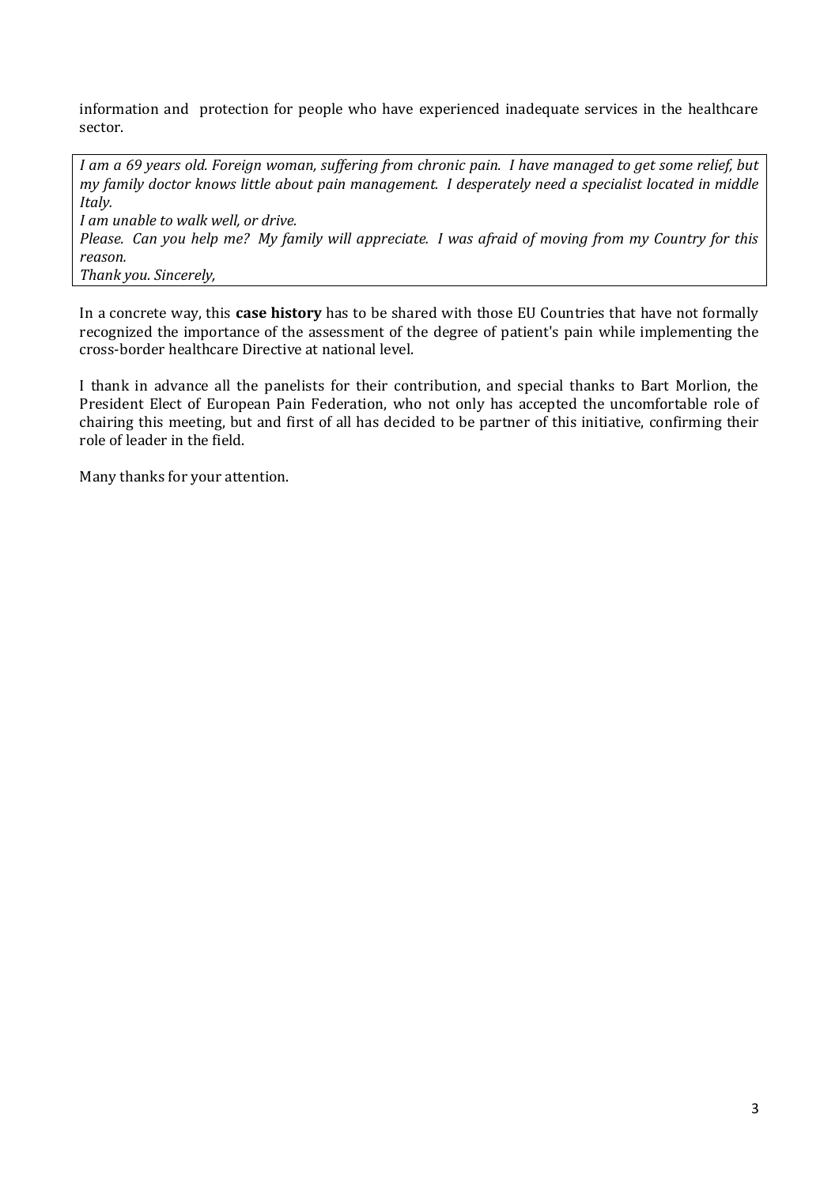information and protection for people who have experienced inadequate services in the healthcare sector.

> *I am a 69 years old. Foreign woman, suffering from chronic pain. I have managed to get some relief, but my family doctor knows little about pain management. I desperately need a specialist located in middle Italy.*
> *I am unable to walk well, or drive.*
> *Please. Can you help me? My family will appreciate. I was afraid of moving from my Country for this reason.*
> *Thank you. Sincerely,*

In a concrete way, this **case history** has to be shared with those EU Countries that have not formally recognized the importance of the assessment of the degree of patient's pain while implementing the cross-border healthcare Directive at national level.

I thank in advance all the panelists for their contribution, and special thanks to Bart Morlion, the President Elect of European Pain Federation, who not only has accepted the uncomfortable role of chairing this meeting, but and first of all has decided to be partner of this initiative, confirming their role of leader in the field.

Many thanks for your attention.